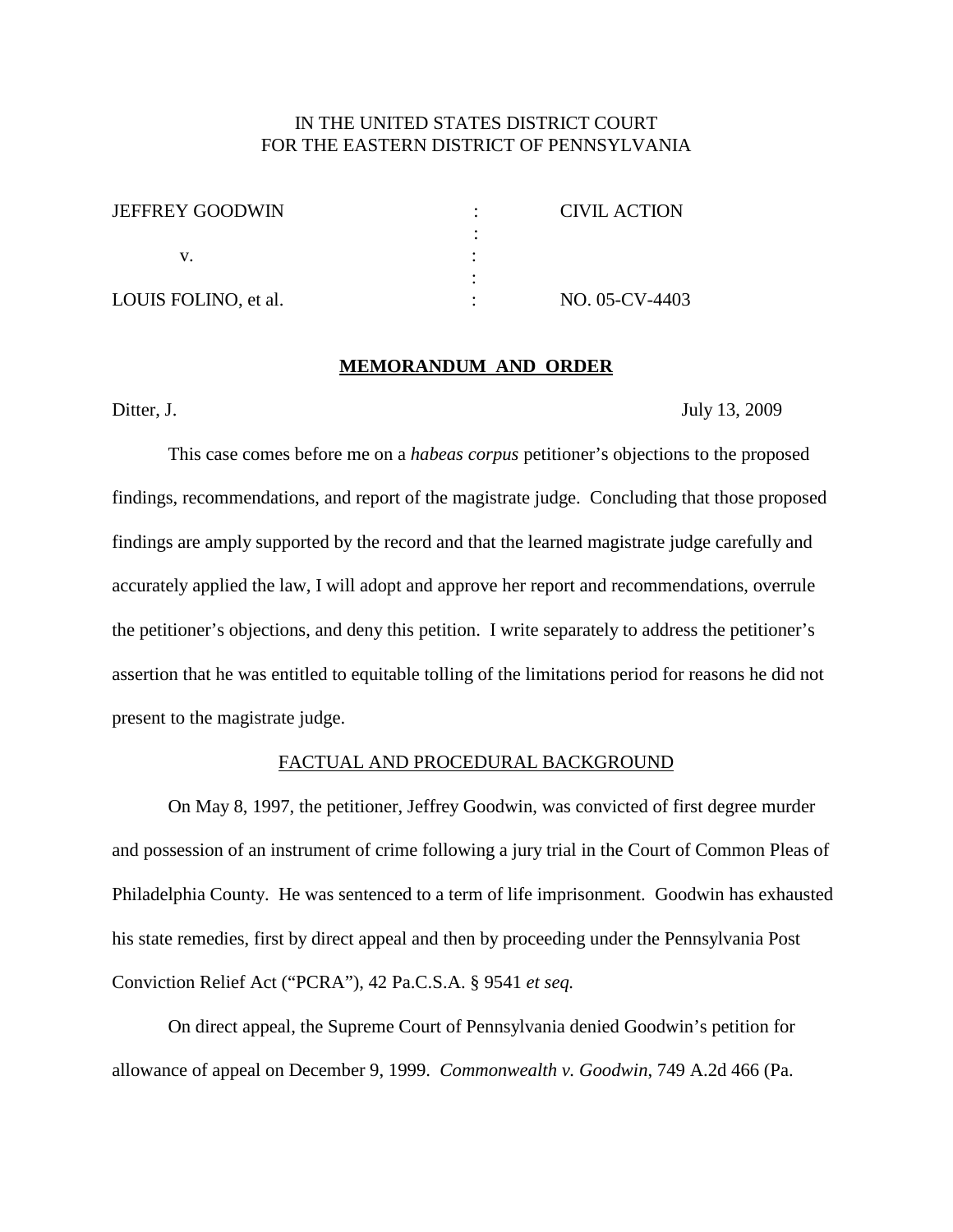IN THE UNITED STATES DISTRICT COURT
FOR THE EASTERN DISTRICT OF PENNSYLVANIA

| | | |
|---|---|---|
| JEFFREY GOODWIN | : | CIVIL ACTION |
| | : | |
| v. | : | |
| | : | |
| LOUIS FOLINO, et al. | : | NO. 05-CV-4403 |

## **MEMORANDUM AND ORDER**

Ditter, J. July 13, 2009

This case comes before me on a *habeas corpus* petitioner's objections to the proposed findings, recommendations, and report of the magistrate judge. Concluding that those proposed findings are amply supported by the record and that the learned magistrate judge carefully and accurately applied the law, I will adopt and approve her report and recommendations, overrule the petitioner's objections, and deny this petition. I write separately to address the petitioner's assertion that he was entitled to equitable tolling of the limitations period for reasons he did not present to the magistrate judge.

### FACTUAL AND PROCEDURAL BACKGROUND

On May 8, 1997, the petitioner, Jeffrey Goodwin, was convicted of first degree murder and possession of an instrument of crime following a jury trial in the Court of Common Pleas of Philadelphia County. He was sentenced to a term of life imprisonment. Goodwin has exhausted his state remedies, first by direct appeal and then by proceeding under the Pennsylvania Post Conviction Relief Act ("PCRA"), 42 Pa.C.S.A. § 9541 *et seq.*

On direct appeal, the Supreme Court of Pennsylvania denied Goodwin's petition for allowance of appeal on December 9, 1999. *Commonwealth v. Goodwin*, 749 A.2d 466 (Pa.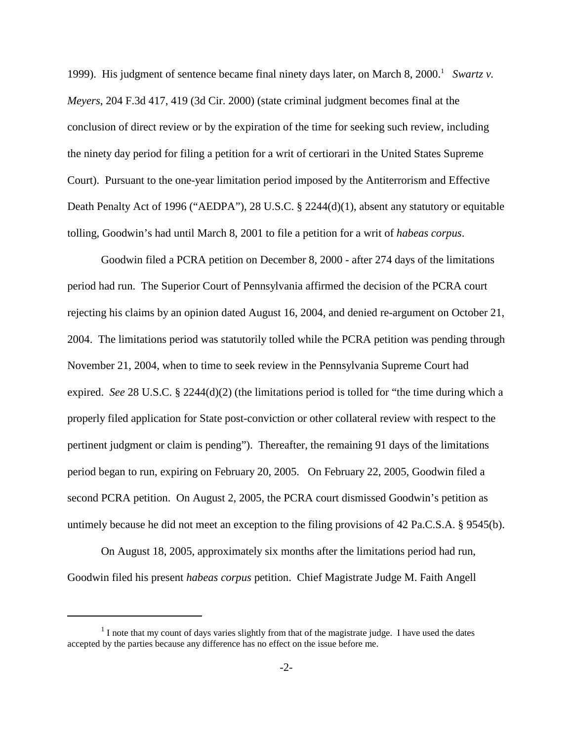1999). His judgment of sentence became final ninety days later, on March 8, 2000.[1] *Swartz v. Meyers*, 204 F.3d 417, 419 (3d Cir. 2000) (state criminal judgment becomes final at the conclusion of direct review or by the expiration of the time for seeking such review, including the ninety day period for filing a petition for a writ of certiorari in the United States Supreme Court). Pursuant to the one-year limitation period imposed by the Antiterrorism and Effective Death Penalty Act of 1996 ("AEDPA"), 28 U.S.C. § 2244(d)(1), absent any statutory or equitable tolling, Goodwin's had until March 8, 2001 to file a petition for a writ of *habeas corpus*.

Goodwin filed a PCRA petition on December 8, 2000 - after 274 days of the limitations period had run. The Superior Court of Pennsylvania affirmed the decision of the PCRA court rejecting his claims by an opinion dated August 16, 2004, and denied re-argument on October 21, 2004. The limitations period was statutorily tolled while the PCRA petition was pending through November 21, 2004, when to time to seek review in the Pennsylvania Supreme Court had expired. *See* 28 U.S.C. § 2244(d)(2) (the limitations period is tolled for "the time during which a properly filed application for State post-conviction or other collateral review with respect to the pertinent judgment or claim is pending"). Thereafter, the remaining 91 days of the limitations period began to run, expiring on February 20, 2005. On February 22, 2005, Goodwin filed a second PCRA petition. On August 2, 2005, the PCRA court dismissed Goodwin's petition as untimely because he did not meet an exception to the filing provisions of 42 Pa.C.S.A. § 9545(b).

On August 18, 2005, approximately six months after the limitations period had run, Goodwin filed his present *habeas corpus* petition. Chief Magistrate Judge M. Faith Angell

---

[1] I note that my count of days varies slightly from that of the magistrate judge. I have used the dates accepted by the parties because any difference has no effect on the issue before me.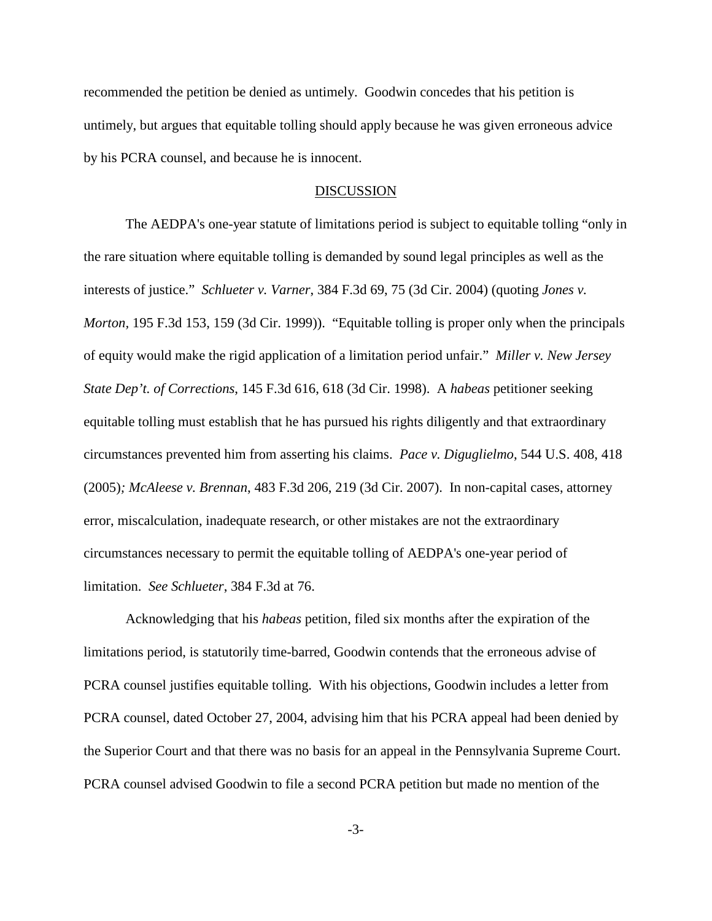recommended the petition be denied as untimely. Goodwin concedes that his petition is untimely, but argues that equitable tolling should apply because he was given erroneous advice by his PCRA counsel, and because he is innocent.

## DISCUSSION

The AEDPA's one-year statute of limitations period is subject to equitable tolling "only in the rare situation where equitable tolling is demanded by sound legal principles as well as the interests of justice." *Schlueter v. Varner*, 384 F.3d 69, 75 (3d Cir. 2004) (quoting *Jones v. Morton*, 195 F.3d 153, 159 (3d Cir. 1999)). "Equitable tolling is proper only when the principals of equity would make the rigid application of a limitation period unfair." *Miller v. New Jersey State Dep't. of Corrections*, 145 F.3d 616, 618 (3d Cir. 1998). A *habeas* petitioner seeking equitable tolling must establish that he has pursued his rights diligently and that extraordinary circumstances prevented him from asserting his claims. *Pace v. Diguglielmo*, 544 U.S. 408, 418 (2005)*; McAleese v. Brennan*, 483 F.3d 206, 219 (3d Cir. 2007). In non-capital cases, attorney error, miscalculation, inadequate research, or other mistakes are not the extraordinary circumstances necessary to permit the equitable tolling of AEDPA's one-year period of limitation. *See Schlueter*, 384 F.3d at 76.

Acknowledging that his *habeas* petition, filed six months after the expiration of the limitations period, is statutorily time-barred, Goodwin contends that the erroneous advise of PCRA counsel justifies equitable tolling. With his objections, Goodwin includes a letter from PCRA counsel, dated October 27, 2004, advising him that his PCRA appeal had been denied by the Superior Court and that there was no basis for an appeal in the Pennsylvania Supreme Court. PCRA counsel advised Goodwin to file a second PCRA petition but made no mention of the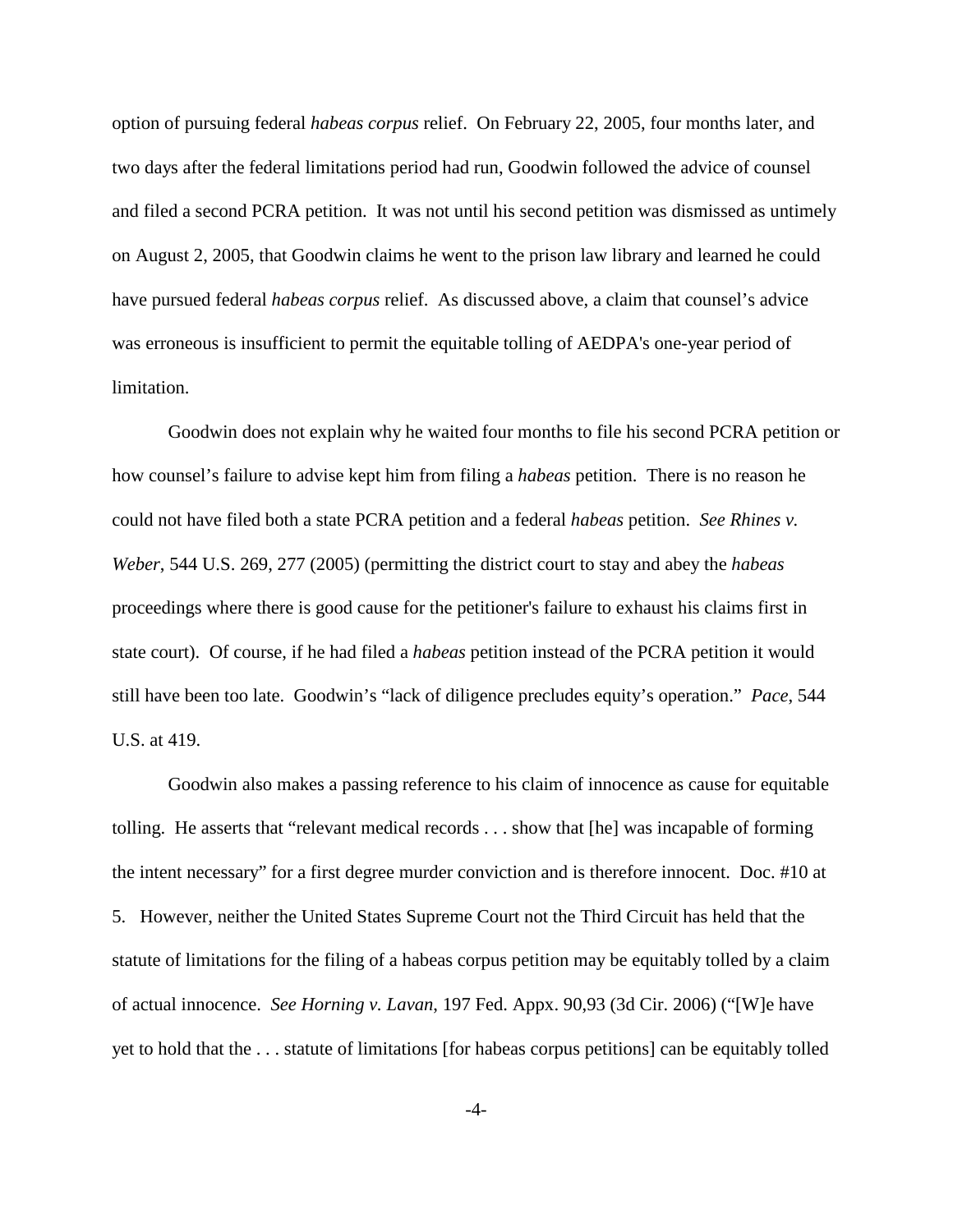option of pursuing federal *habeas corpus* relief. On February 22, 2005, four months later, and two days after the federal limitations period had run, Goodwin followed the advice of counsel and filed a second PCRA petition. It was not until his second petition was dismissed as untimely on August 2, 2005, that Goodwin claims he went to the prison law library and learned he could have pursued federal *habeas corpus* relief. As discussed above, a claim that counsel's advice was erroneous is insufficient to permit the equitable tolling of AEDPA's one-year period of limitation.

Goodwin does not explain why he waited four months to file his second PCRA petition or how counsel's failure to advise kept him from filing a *habeas* petition. There is no reason he could not have filed both a state PCRA petition and a federal *habeas* petition. *See Rhines v. Weber*, 544 U.S. 269, 277 (2005) (permitting the district court to stay and abey the *habeas* proceedings where there is good cause for the petitioner's failure to exhaust his claims first in state court). Of course, if he had filed a *habeas* petition instead of the PCRA petition it would still have been too late. Goodwin's "lack of diligence precludes equity's operation." *Pace*, 544 U.S. at 419.

Goodwin also makes a passing reference to his claim of innocence as cause for equitable tolling. He asserts that "relevant medical records . . . show that [he] was incapable of forming the intent necessary" for a first degree murder conviction and is therefore innocent. Doc. #10 at 5. However, neither the United States Supreme Court not the Third Circuit has held that the statute of limitations for the filing of a habeas corpus petition may be equitably tolled by a claim of actual innocence. *See Horning v. Lavan*, 197 Fed. Appx. 90,93 (3d Cir. 2006) ("[W]e have yet to hold that the . . . statute of limitations [for habeas corpus petitions] can be equitably tolled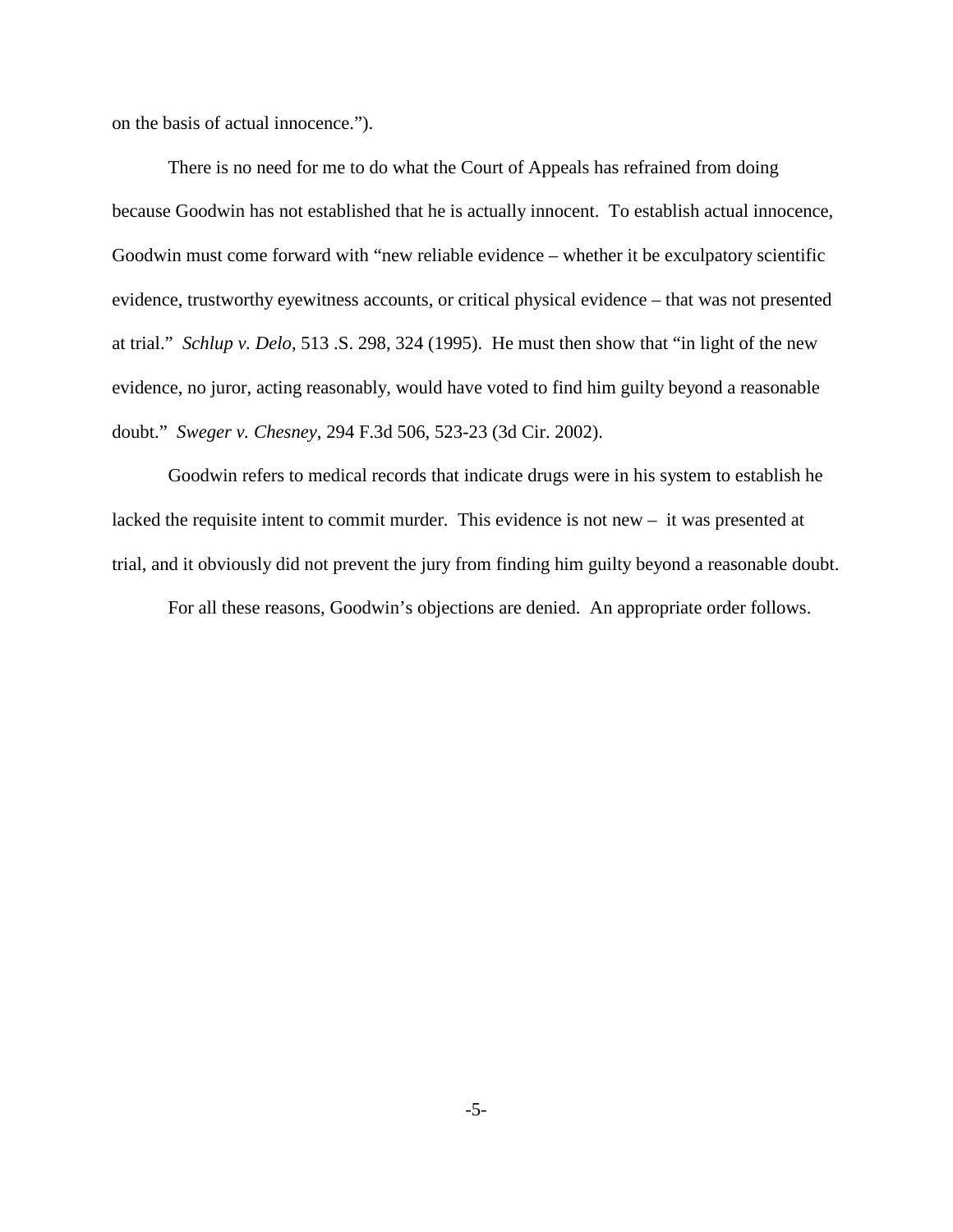on the basis of actual innocence.").

There is no need for me to do what the Court of Appeals has refrained from doing because Goodwin has not established that he is actually innocent. To establish actual innocence, Goodwin must come forward with "new reliable evidence – whether it be exculpatory scientific evidence, trustworthy eyewitness accounts, or critical physical evidence – that was not presented at trial." *Schlup v. Delo*, 513 .S. 298, 324 (1995). He must then show that "in light of the new evidence, no juror, acting reasonably, would have voted to find him guilty beyond a reasonable doubt." *Sweger v. Chesney*, 294 F.3d 506, 523-23 (3d Cir. 2002).

Goodwin refers to medical records that indicate drugs were in his system to establish he lacked the requisite intent to commit murder. This evidence is not new – it was presented at trial, and it obviously did not prevent the jury from finding him guilty beyond a reasonable doubt.

For all these reasons, Goodwin's objections are denied. An appropriate order follows.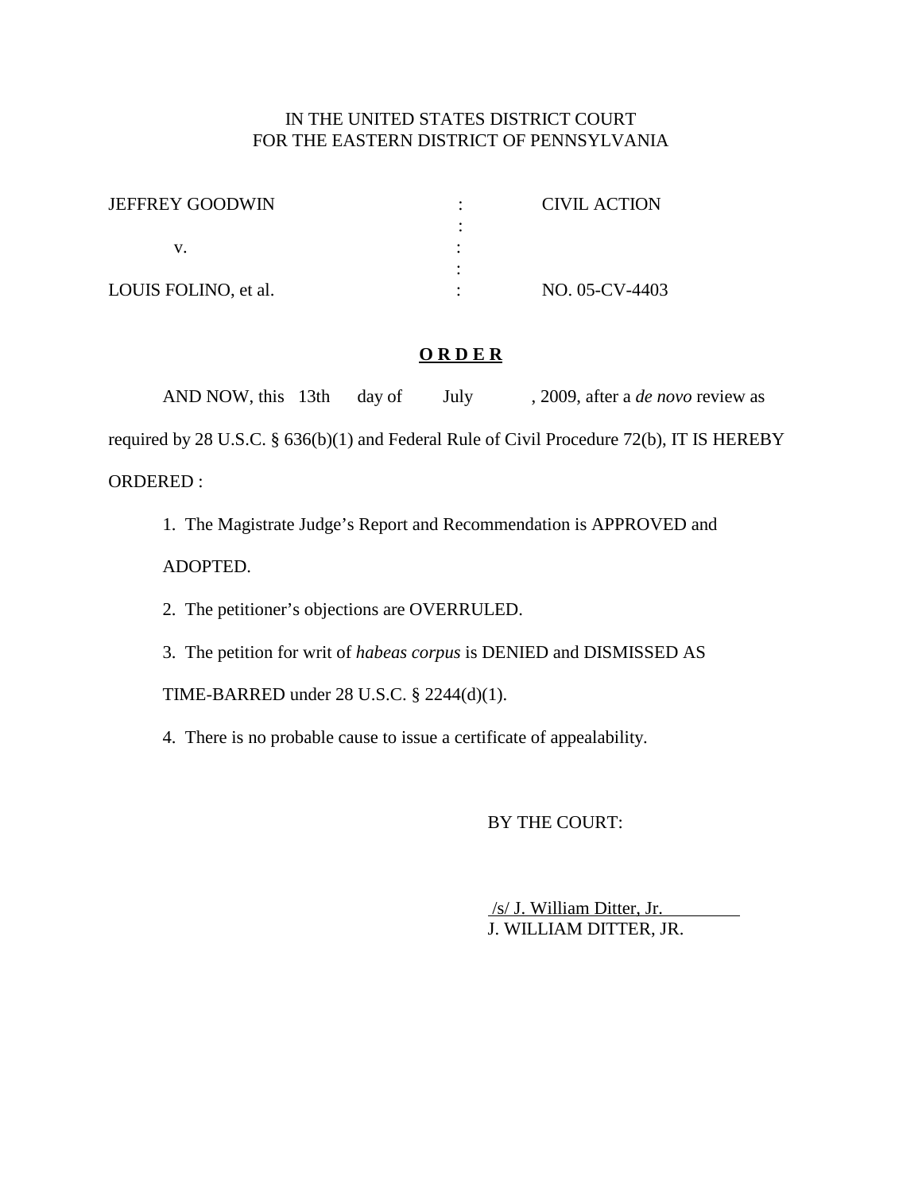IN THE UNITED STATES DISTRICT COURT
FOR THE EASTERN DISTRICT OF PENNSYLVANIA

| | | |
|---|---|---|
| JEFFREY GOODWIN | : | CIVIL ACTION |
| | : | |
| v. | : | |
| | : | |
| LOUIS FOLINO, et al. | : | NO. 05-CV-4403 |

**O R D E R**

AND NOW, this 13th day of July, 2009, after a *de novo* review as required by 28 U.S.C. § 636(b)(1) and Federal Rule of Civil Procedure 72(b), IT IS HEREBY ORDERED :

1. The Magistrate Judge's Report and Recommendation is APPROVED and ADOPTED.
2. The petitioner's objections are OVERRULED.
3. The petition for writ of *habeas corpus* is DENIED and DISMISSED AS TIME-BARRED under 28 U.S.C. § 2244(d)(1).
4. There is no probable cause to issue a certificate of appealability.

BY THE COURT:

/s/ J. William Ditter, Jr.
J. WILLIAM DITTER, JR.